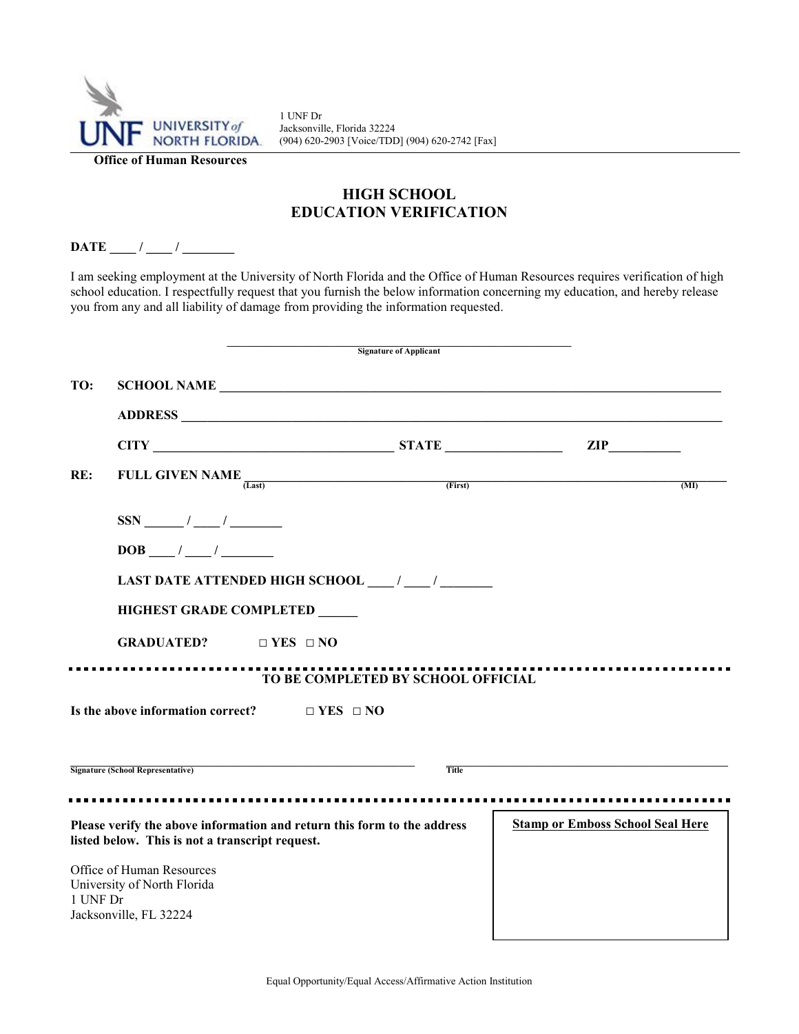UNF UNIVERSITY of NORTH FLORIDA

1 UNF Dr
Jacksonville, Florida 32224
(904) 620-2903 [Voice/TDD] (904) 620-2742 [Fax]

**Office of Human Resources**

# HIGH SCHOOL EDUCATION VERIFICATION

**DATE ____ / ____ / ________**

I am seeking employment at the University of North Florida and the Office of Human Resources requires verification of high school education. I respectfully request that you furnish the below information concerning my education, and hereby release you from any and all liability of damage from providing the information requested.

______________________________________________
**Signature of Applicant**

**TO:** **SCHOOL NAME** ______________________________________________

**ADDRESS** ______________________________________________

**CITY** ____________________ **STATE** ____________ **ZIP** __________

**RE:** **FULL GIVEN NAME** ______________________________________________
(Last) (First) (MI)

**SSN ______ / ____ / ________**

**DOB ____ / ____ / ________**

**LAST DATE ATTENDED HIGH SCHOOL ____ / ____ / ________**

**HIGHEST GRADE COMPLETED ______**

**GRADUATED?** □ **YES** □ **NO**

**TO BE COMPLETED BY SCHOOL OFFICIAL**

**Is the above information correct?** □ **YES** □ **NO**

______________________________________________ ______________________________________________
**Signature (School Representative)** **Title**

**Please verify the above information and return this form to the address listed below. This is not a transcript request.**

Office of Human Resources
University of North Florida
1 UNF Dr
Jacksonville, FL 32224

**Stamp or Emboss School Seal Here**

Equal Opportunity/Equal Access/Affirmative Action Institution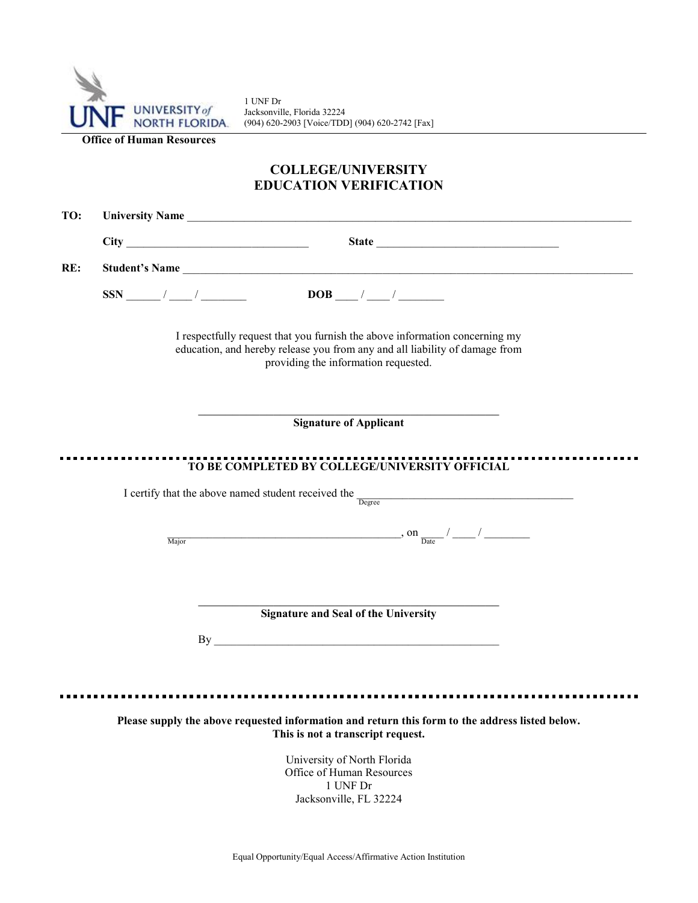UNF UNIVERSITY of NORTH FLORIDA

1 UNF Dr
Jacksonville, Florida 32224
(904) 620-2903 [Voice/TDD] (904) 620-2742 [Fax]

**Office of Human Resources**

# COLLEGE/UNIVERSITY EDUCATION VERIFICATION

**TO:** **University Name** ______________________________________________

**City** ________________________ **State** ________________________

**RE:** **Student's Name** ______________________________________________

**SSN** ______ / ____ / ________ **DOB** ____ / ____ / ________

I respectfully request that you furnish the above information concerning my education, and hereby release you from any and all liability of damage from providing the information requested.

______________________________________________
**Signature of Applicant**

---

**TO BE COMPLETED BY COLLEGE/UNIVERSITY OFFICIAL**

I certify that the above named student received the ______________________________________
Degree

______________________________________________, on ____ / ____ / ________
Major Date

______________________________________________
**Signature and Seal of the University**

By ______________________________________________

---

**Please supply the above requested information and return this form to the address listed below.**
**This is not a transcript request.**

University of North Florida
Office of Human Resources
1 UNF Dr
Jacksonville, FL 32224

Equal Opportunity/Equal Access/Affirmative Action Institution